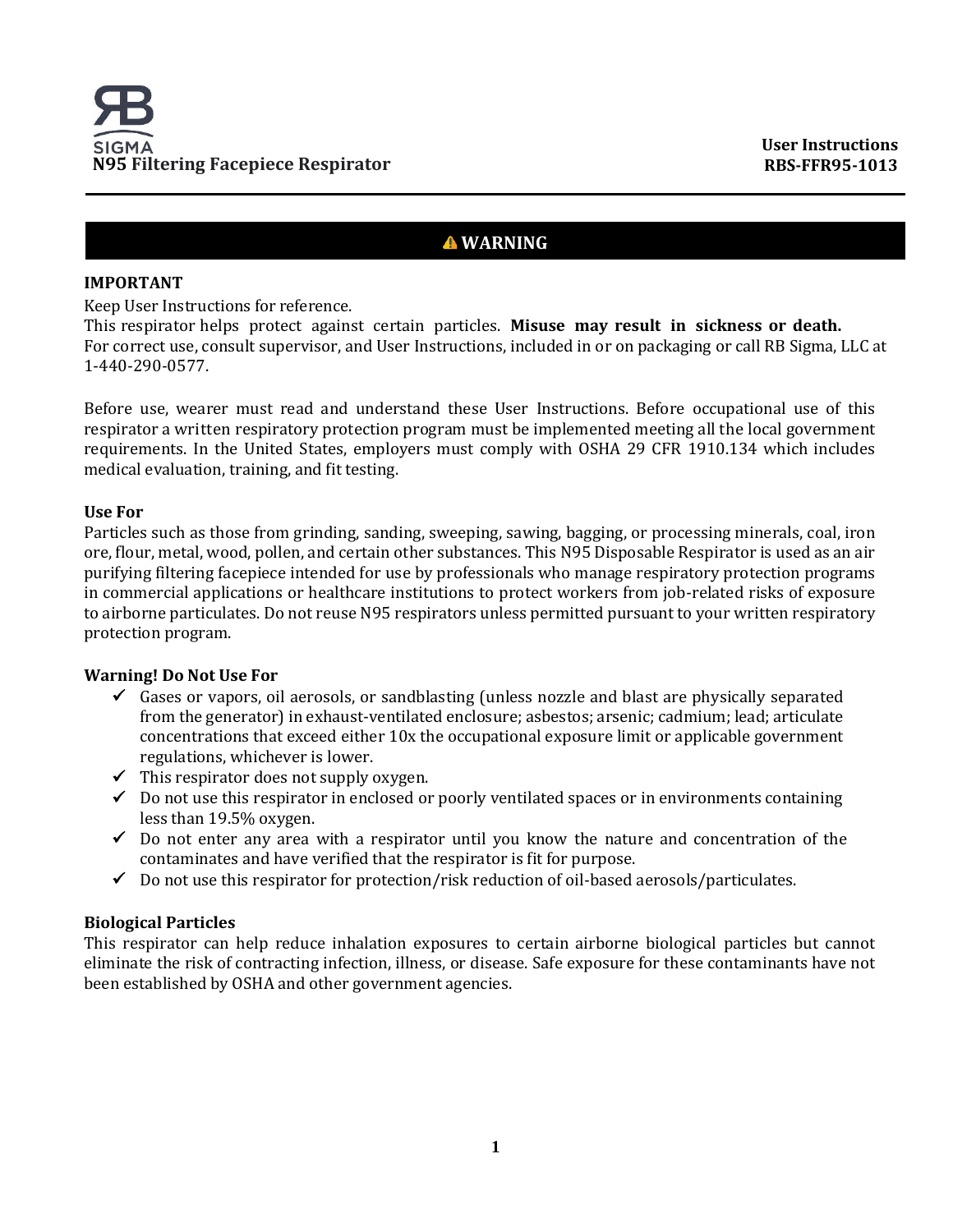SIGMA
**N95 Filtering Facepiece Respirator**

**User Instructions**
**RBS-FFR95-1013**

## ⚠ WARNING

**IMPORTANT**

Keep User Instructions for reference.
This respirator helps protect against certain particles. **Misuse may result in sickness or death.**
For correct use, consult supervisor, and User Instructions, included in or on packaging or call RB Sigma, LLC at 1-440-290-0577.

Before use, wearer must read and understand these User Instructions. Before occupational use of this respirator a written respiratory protection program must be implemented meeting all the local government requirements. In the United States, employers must comply with OSHA 29 CFR 1910.134 which includes medical evaluation, training, and fit testing.

**Use For**

Particles such as those from grinding, sanding, sweeping, sawing, bagging, or processing minerals, coal, iron ore, flour, metal, wood, pollen, and certain other substances. This N95 Disposable Respirator is used as an air purifying filtering facepiece intended for use by professionals who manage respiratory protection programs in commercial applications or healthcare institutions to protect workers from job-related risks of exposure to airborne particulates. Do not reuse N95 respirators unless permitted pursuant to your written respiratory protection program.

**Warning! Do Not Use For**

- ✓ Gases or vapors, oil aerosols, or sandblasting (unless nozzle and blast are physically separated from the generator) in exhaust-ventilated enclosure; asbestos; arsenic; cadmium; lead; articulate concentrations that exceed either 10x the occupational exposure limit or applicable government regulations, whichever is lower.
- ✓ This respirator does not supply oxygen.
- ✓ Do not use this respirator in enclosed or poorly ventilated spaces or in environments containing less than 19.5% oxygen.
- ✓ Do not enter any area with a respirator until you know the nature and concentration of the contaminates and have verified that the respirator is fit for purpose.
- ✓ Do not use this respirator for protection/risk reduction of oil-based aerosols/particulates.

**Biological Particles**

This respirator can help reduce inhalation exposures to certain airborne biological particles but cannot eliminate the risk of contracting infection, illness, or disease. Safe exposure for these contaminants have not been established by OSHA and other government agencies.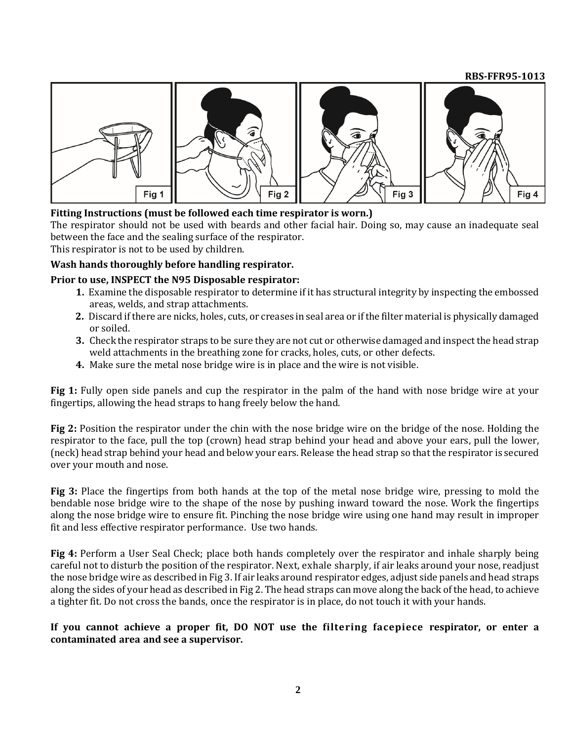RBS-FFR95-1013

Fig 1 | Fig 2 | Fig 3 | Fig 4

**Fitting Instructions (must be followed each time respirator is worn.)**

The respirator should not be used with beards and other facial hair. Doing so, may cause an inadequate seal between the face and the sealing surface of the respirator.

This respirator is not to be used by children.

**Wash hands thoroughly before handling respirator.**

**Prior to use, INSPECT the N95 Disposable respirator:**

1. Examine the disposable respirator to determine if it has structural integrity by inspecting the embossed areas, welds, and strap attachments.
2. Discard if there are nicks, holes, cuts, or creases in seal area or if the filter material is physically damaged or soiled.
3. Check the respirator straps to be sure they are not cut or otherwise damaged and inspect the head strap weld attachments in the breathing zone for cracks, holes, cuts, or other defects.
4. Make sure the metal nose bridge wire is in place and the wire is not visible.

**Fig 1:** Fully open side panels and cup the respirator in the palm of the hand with nose bridge wire at your fingertips, allowing the head straps to hang freely below the hand.

**Fig 2:** Position the respirator under the chin with the nose bridge wire on the bridge of the nose. Holding the respirator to the face, pull the top (crown) head strap behind your head and above your ears, pull the lower, (neck) head strap behind your head and below your ears. Release the head strap so that the respirator is secured over your mouth and nose.

**Fig 3:** Place the fingertips from both hands at the top of the metal nose bridge wire, pressing to mold the bendable nose bridge wire to the shape of the nose by pushing inward toward the nose. Work the fingertips along the nose bridge wire to ensure fit. Pinching the nose bridge wire using one hand may result in improper fit and less effective respirator performance. Use two hands.

**Fig 4:** Perform a User Seal Check; place both hands completely over the respirator and inhale sharply being careful not to disturb the position of the respirator. Next, exhale sharply, if air leaks around your nose, readjust the nose bridge wire as described in Fig 3. If air leaks around respirator edges, adjust side panels and head straps along the sides of your head as described in Fig 2. The head straps can move along the back of the head, to achieve a tighter fit. Do not cross the bands, once the respirator is in place, do not touch it with your hands.

**If you cannot achieve a proper fit, DO NOT use the filtering facepiece respirator, or enter a contaminated area and see a supervisor.**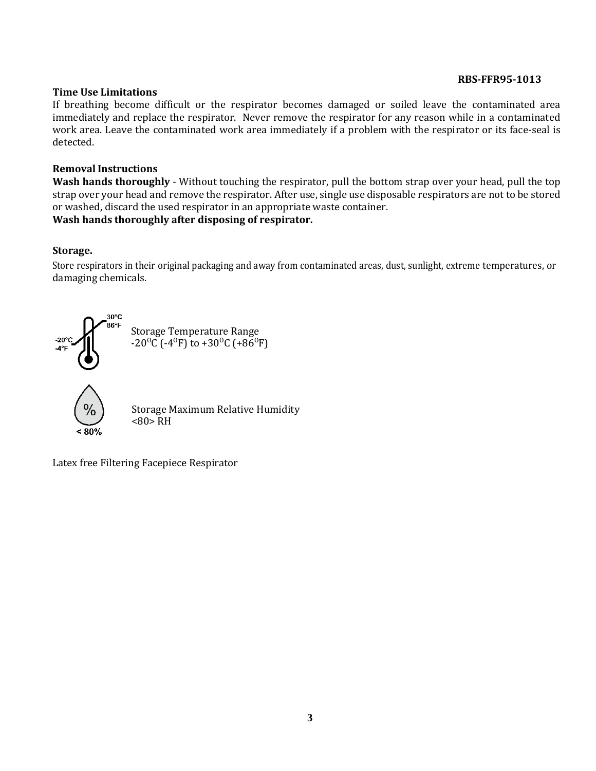### Time Use Limitations

If breathing become difficult or the respirator becomes damaged or soiled leave the contaminated area immediately and replace the respirator. Never remove the respirator for any reason while in a contaminated work area. Leave the contaminated work area immediately if a problem with the respirator or its face-seal is detected.

### Removal Instructions

**Wash hands thoroughly** - Without touching the respirator, pull the bottom strap over your head, pull the top strap over your head and remove the respirator. After use, single use disposable respirators are not to be stored or washed, discard the used respirator in an appropriate waste container.

**Wash hands thoroughly after disposing of respirator.**

### Storage.

Store respirators in their original packaging and away from contaminated areas, dust, sunlight, extreme temperatures, or damaging chemicals.

30°C
86°F
-20°C
-4°F

Storage Temperature Range
-20$^{O}$C (-4$^{O}$F) to +30$^{O}$C (+86$^{O}$F)

%
< 80%

Storage Maximum Relative Humidity
<80> RH

Latex free Filtering Facepiece Respirator